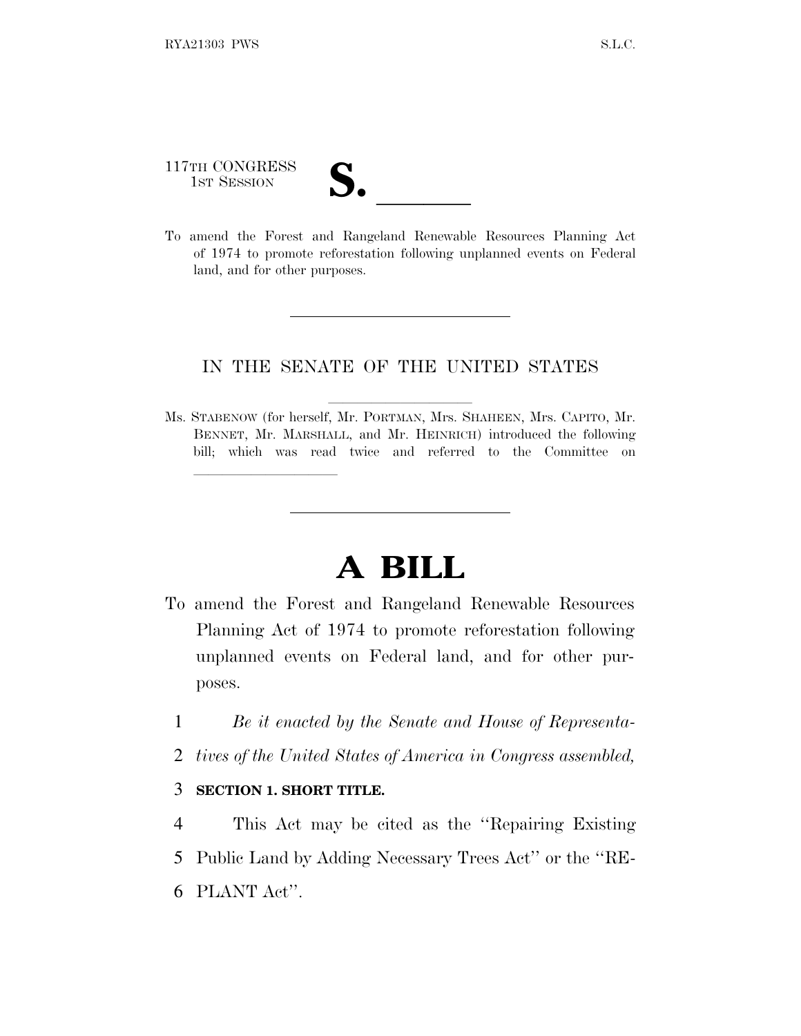117TH CONGRESS
1ST SESSION

# S. \_\_\_\_\_\_

To amend the Forest and Rangeland Renewable Resources Planning Act of 1974 to promote reforestation following unplanned events on Federal land, and for other purposes.

---

IN THE SENATE OF THE UNITED STATES

Ms. STABENOW (for herself, Mr. PORTMAN, Mrs. SHAHEEN, Mrs. CAPITO, Mr. BENNET, Mr. MARSHALL, and Mr. HEINRICH) introduced the following bill; which was read twice and referred to the Committee on \_\_\_\_\_\_\_\_\_\_\_\_\_\_\_\_\_\_\_\_

---

# A BILL

To amend the Forest and Rangeland Renewable Resources Planning Act of 1974 to promote reforestation following unplanned events on Federal land, and for other purposes.

1 *Be it enacted by the Senate and House of Representa-*
2 *tives of the United States of America in Congress assembled,*

3 **SECTION 1. SHORT TITLE.**

4 This Act may be cited as the ''Repairing Existing
5 Public Land by Adding Necessary Trees Act'' or the ''RE-
6 PLANT Act''.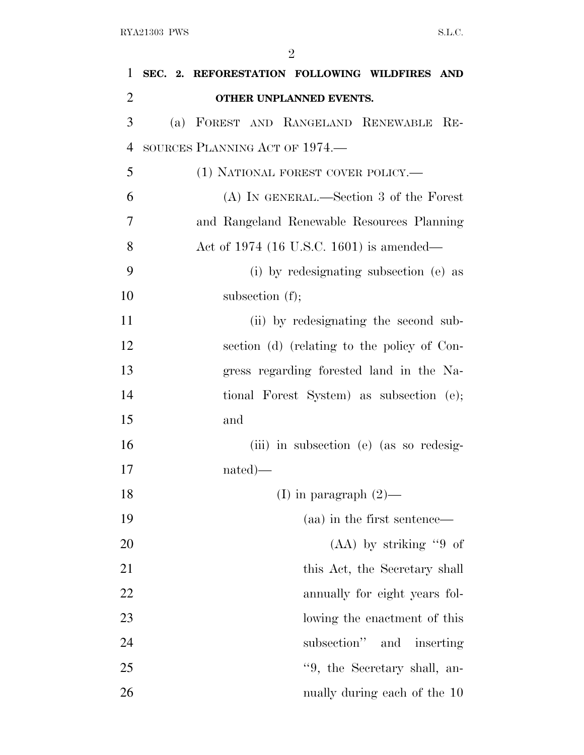**SEC. 2. REFORESTATION FOLLOWING WILDFIRES AND OTHER UNPLANNED EVENTS.**

(a) FOREST AND RANGELAND RENEWABLE RESOURCES PLANNING ACT OF 1974.—

(1) NATIONAL FOREST COVER POLICY.—

(A) IN GENERAL.—Section 3 of the Forest and Rangeland Renewable Resources Planning Act of 1974 (16 U.S.C. 1601) is amended—

(i) by redesignating subsection (e) as subsection (f);

(ii) by redesignating the second subsection (d) (relating to the policy of Congress regarding forested land in the National Forest System) as subsection (e); and

(iii) in subsection (e) (as so redesignated)—

(I) in paragraph (2)—

(aa) in the first sentence—

(AA) by striking "9 of this Act, the Secretary shall annually for eight years following the enactment of this subsection" and inserting "9, the Secretary shall, annually during each of the 10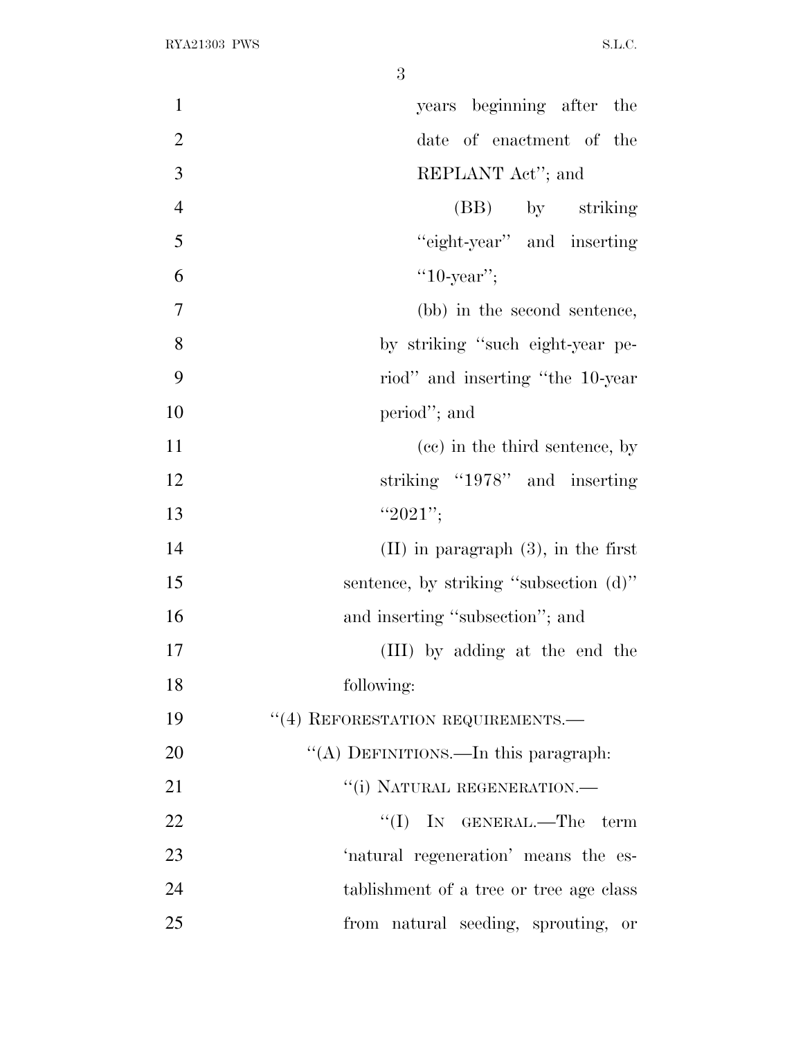years beginning after the date of enactment of the REPLANT Act''; and

(BB) by striking ''eight-year'' and inserting ''10-year'';

(bb) in the second sentence, by striking ''such eight-year period'' and inserting ''the 10-year period''; and

(cc) in the third sentence, by striking ''1978'' and inserting ''2021'';

(II) in paragraph (3), in the first sentence, by striking ''subsection (d)'' and inserting ''subsection''; and

(III) by adding at the end the following:

''(4) REFORESTATION REQUIREMENTS.—

''(A) DEFINITIONS.—In this paragraph:

''(i) NATURAL REGENERATION.—

''(I) IN GENERAL.—The term 'natural regeneration' means the establishment of a tree or tree age class from natural seeding, sprouting, or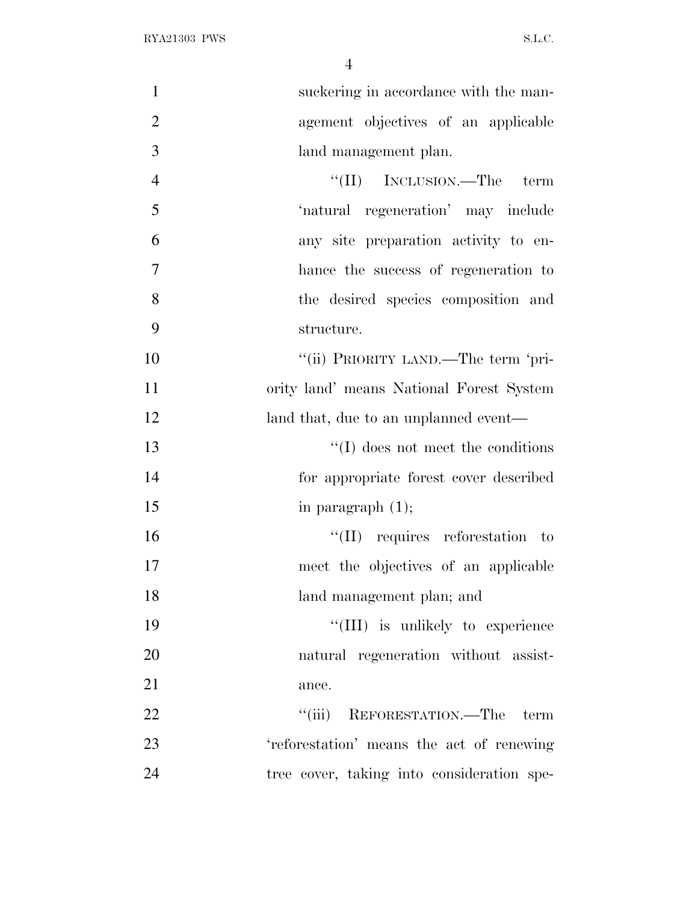suckering in accordance with the management objectives of an applicable land management plan.

"(II) INCLUSION.—The term 'natural regeneration' may include any site preparation activity to enhance the success of regeneration to the desired species composition and structure.

"(ii) PRIORITY LAND.—The term 'priority land' means National Forest System land that, due to an unplanned event—

"(I) does not meet the conditions for appropriate forest cover described in paragraph (1);

"(II) requires reforestation to meet the objectives of an applicable land management plan; and

"(III) is unlikely to experience natural regeneration without assistance.

"(iii) REFORESTATION.—The term 'reforestation' means the act of renewing tree cover, taking into consideration spe-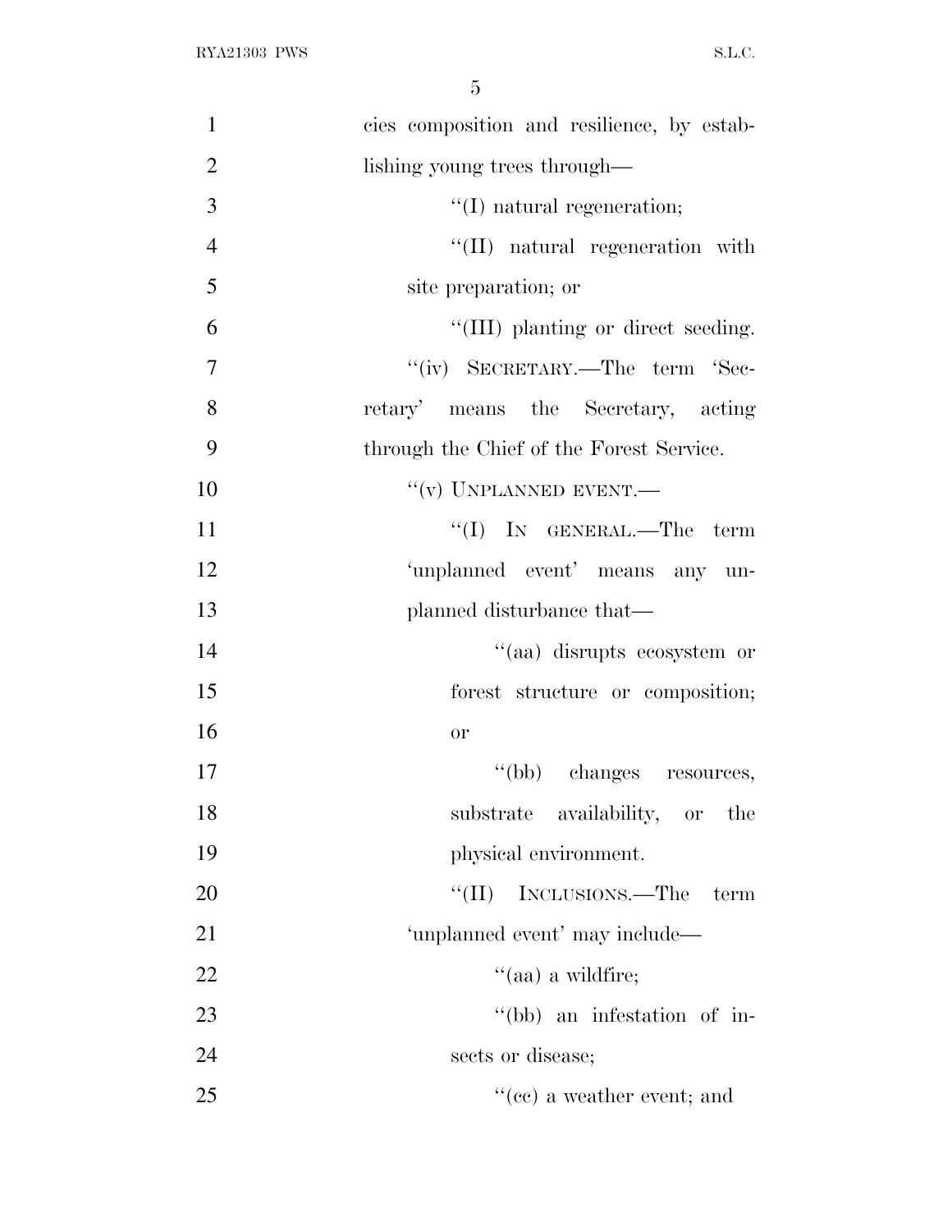cies composition and resilience, by establishing young trees through—

"(I) natural regeneration;

"(II) natural regeneration with site preparation; or

"(III) planting or direct seeding.

"(iv) SECRETARY.—The term 'Secretary' means the Secretary, acting through the Chief of the Forest Service.

"(v) UNPLANNED EVENT.—

"(I) IN GENERAL.—The term 'unplanned event' means any unplanned disturbance that—

"(aa) disrupts ecosystem or forest structure or composition; or

"(bb) changes resources, substrate availability, or the physical environment.

"(II) INCLUSIONS.—The term 'unplanned event' may include—

"(aa) a wildfire;

"(bb) an infestation of insects or disease;

"(cc) a weather event; and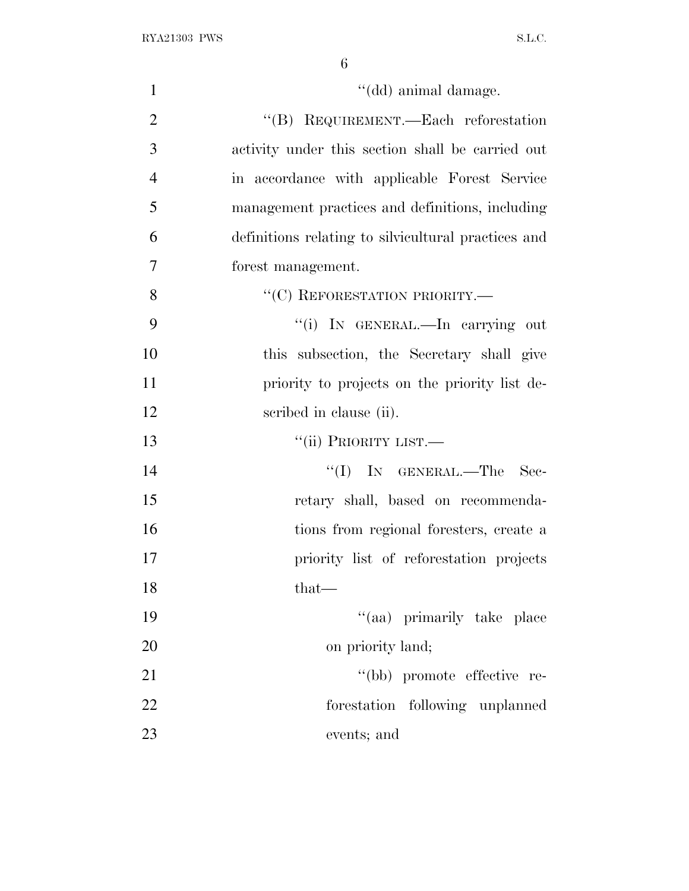''(dd) animal damage.

''(B) REQUIREMENT.—Each reforestation activity under this section shall be carried out in accordance with applicable Forest Service management practices and definitions, including definitions relating to silvicultural practices and forest management.

''(C) REFORESTATION PRIORITY.—

''(i) IN GENERAL.—In carrying out this subsection, the Secretary shall give priority to projects on the priority list described in clause (ii).

''(ii) PRIORITY LIST.—

''(I) IN GENERAL.—The Secretary shall, based on recommendations from regional foresters, create a priority list of reforestation projects that—

''(aa) primarily take place on priority land;

''(bb) promote effective reforestation following unplanned events; and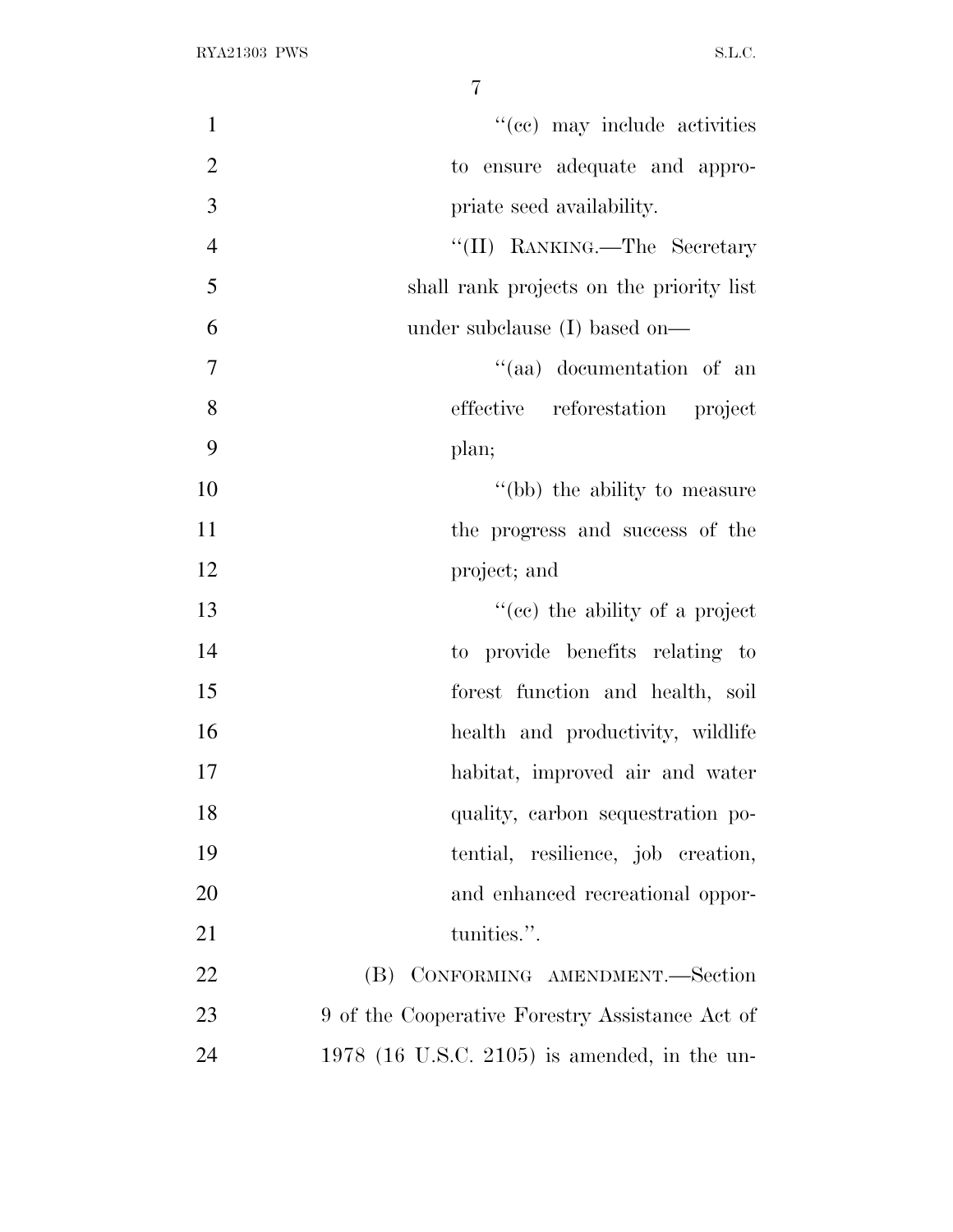''(cc) may include activities to ensure adequate and appropriate seed availability.

''(II) RANKING.—The Secretary shall rank projects on the priority list under subclause (I) based on—

''(aa) documentation of an effective reforestation project plan;

''(bb) the ability to measure the progress and success of the project; and

''(cc) the ability of a project to provide benefits relating to forest function and health, soil health and productivity, wildlife habitat, improved air and water quality, carbon sequestration potential, resilience, job creation, and enhanced recreational opportunities.''.

(B) CONFORMING AMENDMENT.—Section 9 of the Cooperative Forestry Assistance Act of 1978 (16 U.S.C. 2105) is amended, in the un-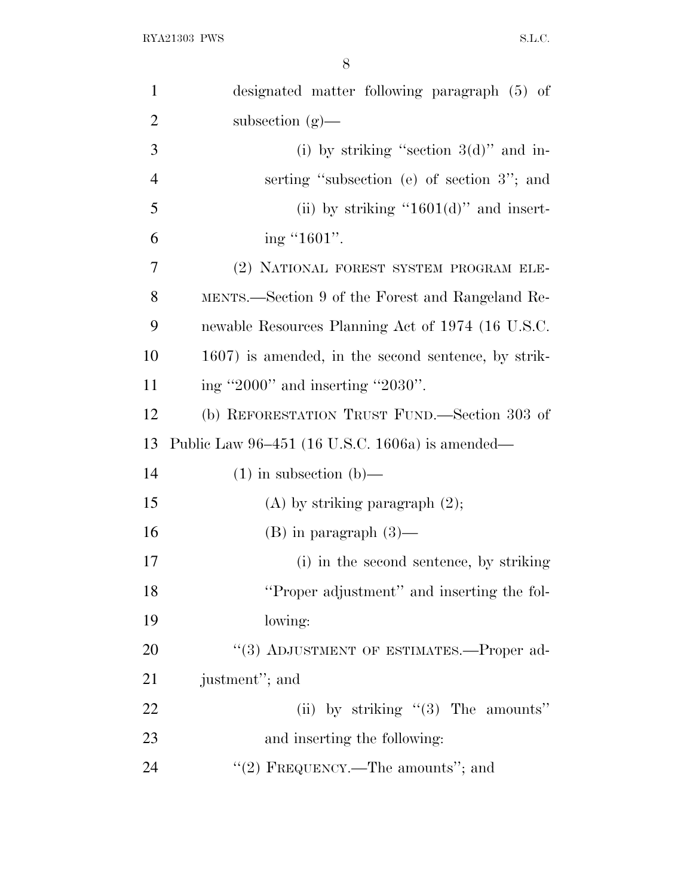designated matter following paragraph (5) of subsection (g)—

(i) by striking "section 3(d)" and inserting "subsection (e) of section 3"; and

(ii) by striking "1601(d)" and inserting "1601".

(2) NATIONAL FOREST SYSTEM PROGRAM ELEMENTS.—Section 9 of the Forest and Rangeland Renewable Resources Planning Act of 1974 (16 U.S.C. 1607) is amended, in the second sentence, by striking "2000" and inserting "2030".

(b) REFORESTATION TRUST FUND.—Section 303 of Public Law 96–451 (16 U.S.C. 1606a) is amended—

(1) in subsection (b)—

(A) by striking paragraph (2);

(B) in paragraph (3)—

(i) in the second sentence, by striking "Proper adjustment" and inserting the following:

"(3) ADJUSTMENT OF ESTIMATES.—Proper adjustment"; and

(ii) by striking "(3) The amounts" and inserting the following:

"(2) FREQUENCY.—The amounts"; and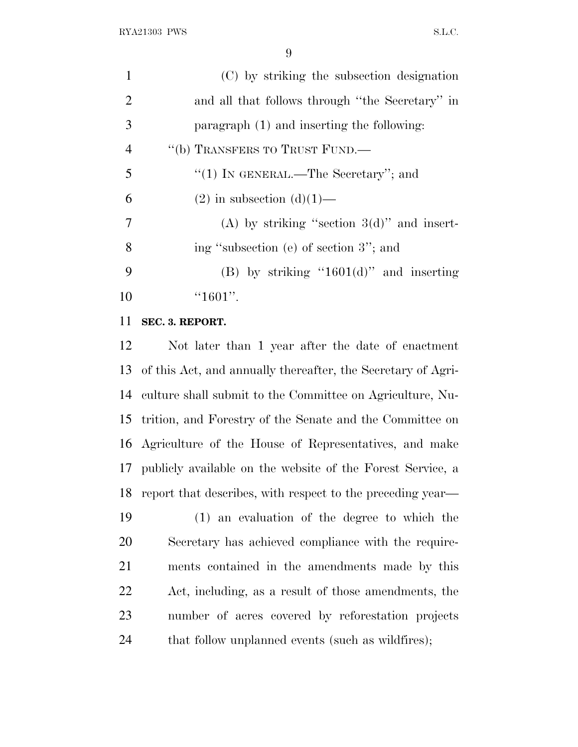(C) by striking the subsection designation and all that follows through ''the Secretary'' in paragraph (1) and inserting the following:

''(b) TRANSFERS TO TRUST FUND.—

''(1) IN GENERAL.—The Secretary''; and

(2) in subsection (d)(1)—

(A) by striking ''section 3(d)'' and inserting ''subsection (e) of section 3''; and

(B) by striking ''1601(d)'' and inserting ''1601''.

**SEC. 3. REPORT.**

Not later than 1 year after the date of enactment of this Act, and annually thereafter, the Secretary of Agriculture shall submit to the Committee on Agriculture, Nutrition, and Forestry of the Senate and the Committee on Agriculture of the House of Representatives, and make publicly available on the website of the Forest Service, a report that describes, with respect to the preceding year—

(1) an evaluation of the degree to which the Secretary has achieved compliance with the requirements contained in the amendments made by this Act, including, as a result of those amendments, the number of acres covered by reforestation projects that follow unplanned events (such as wildfires);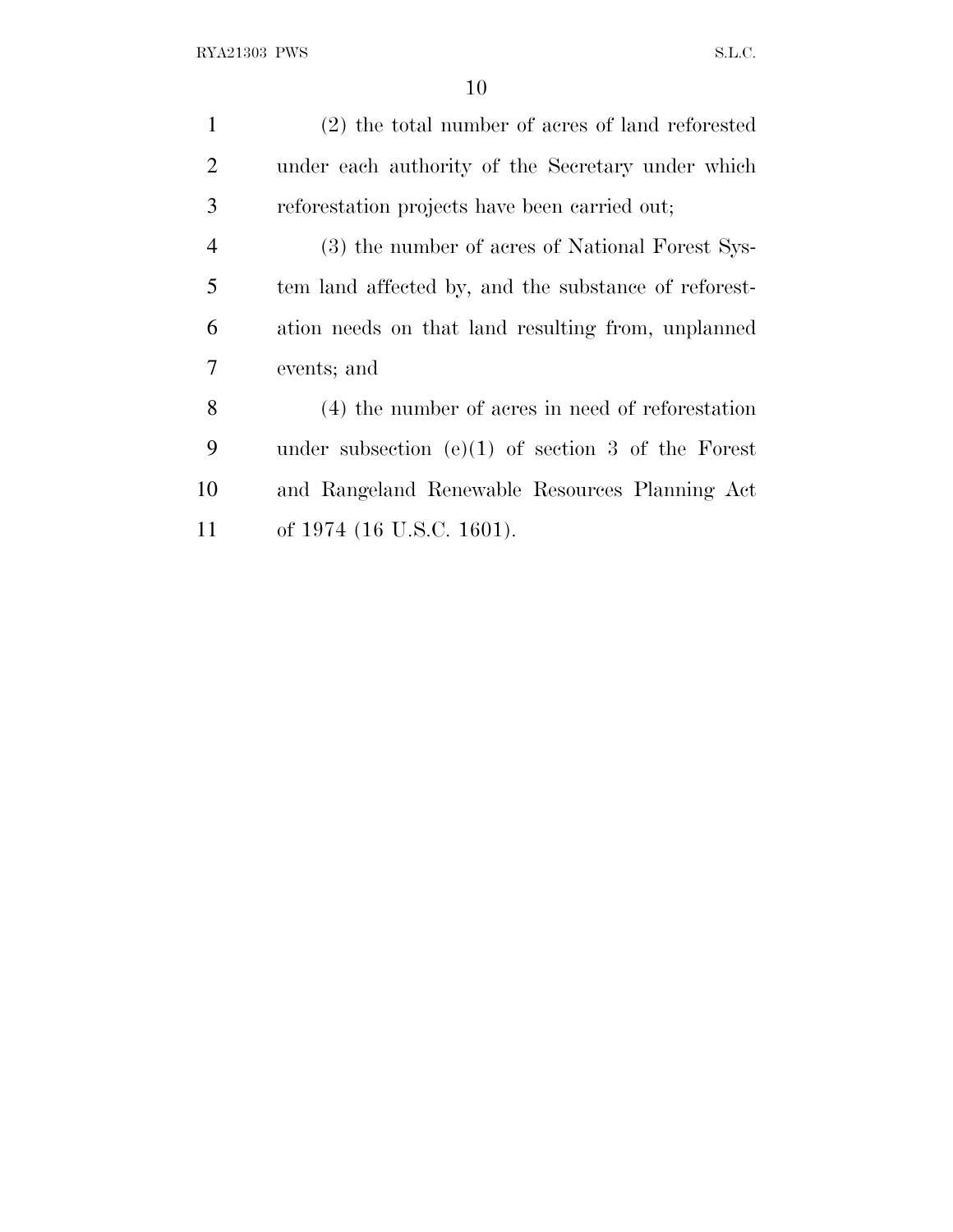(2) the total number of acres of land reforested under each authority of the Secretary under which reforestation projects have been carried out;

(3) the number of acres of National Forest System land affected by, and the substance of reforestation needs on that land resulting from, unplanned events; and

(4) the number of acres in need of reforestation under subsection (e)(1) of section 3 of the Forest and Rangeland Renewable Resources Planning Act of 1974 (16 U.S.C. 1601).